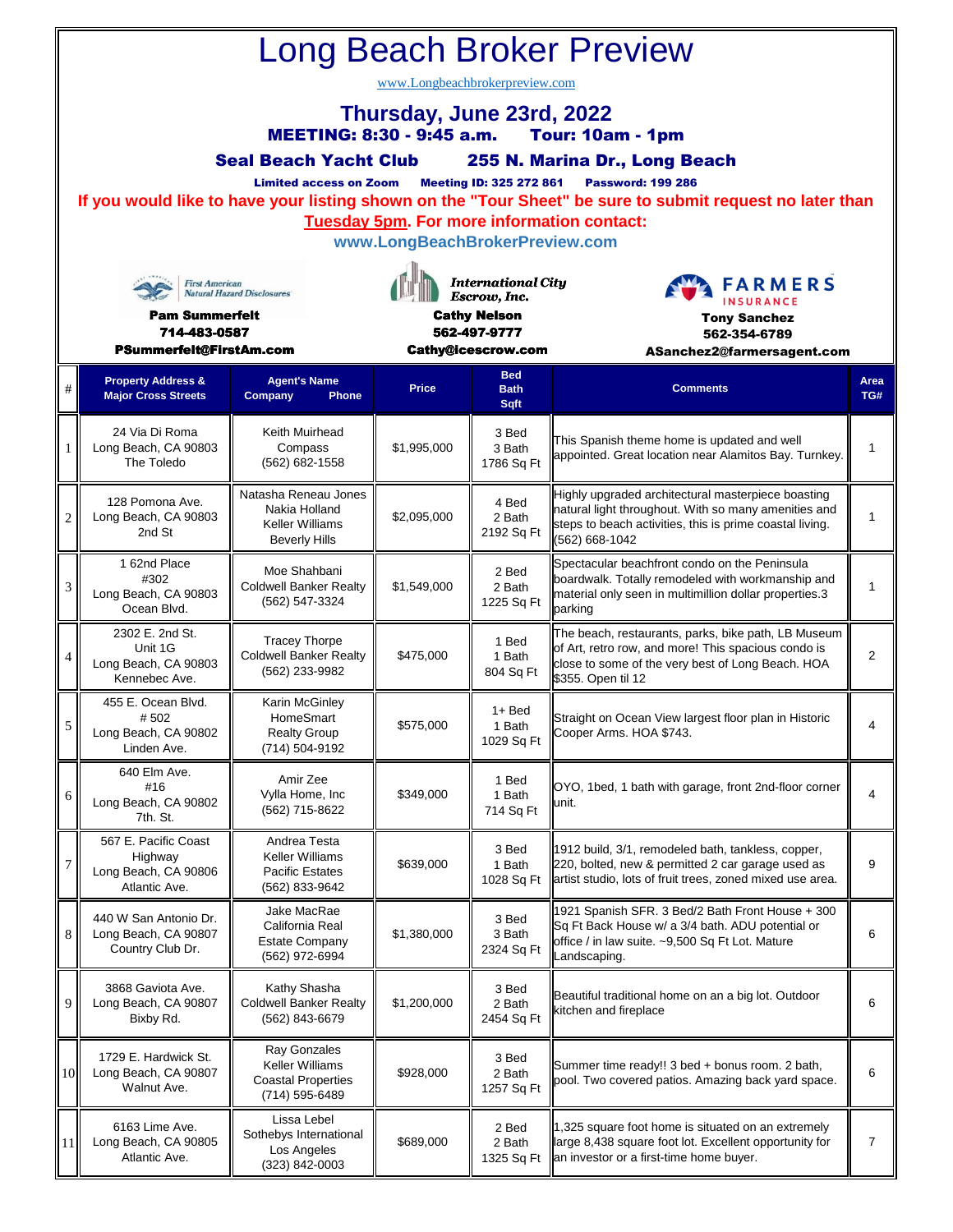# Long Beach Broker Preview

www.Longbeachbrokerpreview.com

## Thursday, June 23rd, 2022

**MEETING: 8:30 - 9:45 a.m.  Tour: 10am - 1pm**

**Seal Beach Yacht Club  255 N. Marina Dr., Long Beach**

**Limited access on Zoom  Meeting ID: 325 272 861  Password: 199 286**

**If you would like to have your listing shown on the "Tour Sheet" be sure to submit request no later than Tuesday 5pm. For more information contact:**

**www.LongBeachBrokerPreview.com**

First American Natural Hazard Disclosures
**Pam Summerfelt**
**714-483-0587**
**PSummerfelt@FirstAm.com**

International City Escrow, Inc.
**Cathy Nelson**
**562-497-9777**
**Cathy@icescrow.com**

FARMERS INSURANCE
**Tony Sanchez**
**562-354-6789**
**ASanchez2@farmersagent.com**

| # | Property Address & Major Cross Streets | Agent's Name Company Phone | Price | Bed Bath Sqft | Comments | Area TG# |
|---|---|---|---|---|---|---|
| 1 | 24 Via Di Roma Long Beach, CA 90803 The Toledo | Keith Muirhead Compass (562) 682-1558 | $1,995,000 | 3 Bed 3 Bath 1786 Sq Ft | This Spanish theme home is updated and well appointed. Great location near Alamitos Bay. Turnkey. | 1 |
| 2 | 128 Pomona Ave. Long Beach, CA 90803 2nd St | Natasha Reneau Jones Nakia Holland Keller Williams Beverly Hills | $2,095,000 | 4 Bed 2 Bath 2192 Sq Ft | Highly upgraded architectural masterpiece boasting natural light throughout. With so many amenities and steps to beach activities, this is prime coastal living. (562) 668-1042 | 1 |
| 3 | 1 62nd Place #302 Long Beach, CA 90803 Ocean Blvd. | Moe Shahbani Coldwell Banker Realty (562) 547-3324 | $1,549,000 | 2 Bed 2 Bath 1225 Sq Ft | Spectacular beachfront condo on the Peninsula boardwalk. Totally remodeled with workmanship and material only seen in multimillion dollar properties.3 parking | 1 |
| 4 | 2302 E. 2nd St. Unit 1G Long Beach, CA 90803 Kennebec Ave. | Tracey Thorpe Coldwell Banker Realty (562) 233-9982 | $475,000 | 1 Bed 1 Bath 804 Sq Ft | The beach, restaurants, parks, bike path, LB Museum of Art, retro row, and more! This spacious condo is close to some of the very best of Long Beach. HOA $355. Open til 12 | 2 |
| 5 | 455 E. Ocean Blvd. # 502 Long Beach, CA 90802 Linden Ave. | Karin McGinley HomeSmart Realty Group (714) 504-9192 | $575,000 | 1+ Bed 1 Bath 1029 Sq Ft | Straight on Ocean View largest floor plan in Historic Cooper Arms. HOA $743. | 4 |
| 6 | 640 Elm Ave. #16 Long Beach, CA 90802 7th. St. | Amir Zee Vylla Home, Inc (562) 715-8622 | $349,000 | 1 Bed 1 Bath 714 Sq Ft | OYO, 1bed, 1 bath with garage, front 2nd-floor corner unit. | 4 |
| 7 | 567 E. Pacific Coast Highway Long Beach, CA 90806 Atlantic Ave. | Andrea Testa Keller Williams Pacific Estates (562) 833-9642 | $639,000 | 3 Bed 1 Bath 1028 Sq Ft | 1912 build, 3/1, remodeled bath, tankless, copper, 220, bolted, new & permitted 2 car garage used as artist studio, lots of fruit trees, zoned mixed use area. | 9 |
| 8 | 440 W San Antonio Dr. Long Beach, CA 90807 Country Club Dr. | Jake MacRae California Real Estate Company (562) 972-6994 | $1,380,000 | 3 Bed 3 Bath 2324 Sq Ft | 1921 Spanish SFR. 3 Bed/2 Bath Front House + 300 Sq Ft Back House w/ a 3/4 bath. ADU potential or office / in law suite. ~9,500 Sq Ft Lot. Mature Landscaping. | 6 |
| 9 | 3868 Gaviota Ave. Long Beach, CA 90807 Bixby Rd. | Kathy Shasha Coldwell Banker Realty (562) 843-6679 | $1,200,000 | 3 Bed 2 Bath 2454 Sq Ft | Beautiful traditional home on an a big lot. Outdoor kitchen and fireplace | 6 |
| 10 | 1729 E. Hardwick St. Long Beach, CA 90807 Walnut Ave. | Ray Gonzales Keller Williams Coastal Properties (714) 595-6489 | $928,000 | 3 Bed 2 Bath 1257 Sq Ft | Summer time ready!! 3 bed + bonus room. 2 bath, pool. Two covered patios. Amazing back yard space. | 6 |
| 11 | 6163 Lime Ave. Long Beach, CA 90805 Atlantic Ave. | Lissa Lebel Sothebys International Los Angeles (323) 842-0003 | $689,000 | 2 Bed 2 Bath 1325 Sq Ft | 1,325 square foot home is situated on an extremely large 8,438 square foot lot. Excellent opportunity for an investor or a first-time home buyer. | 7 |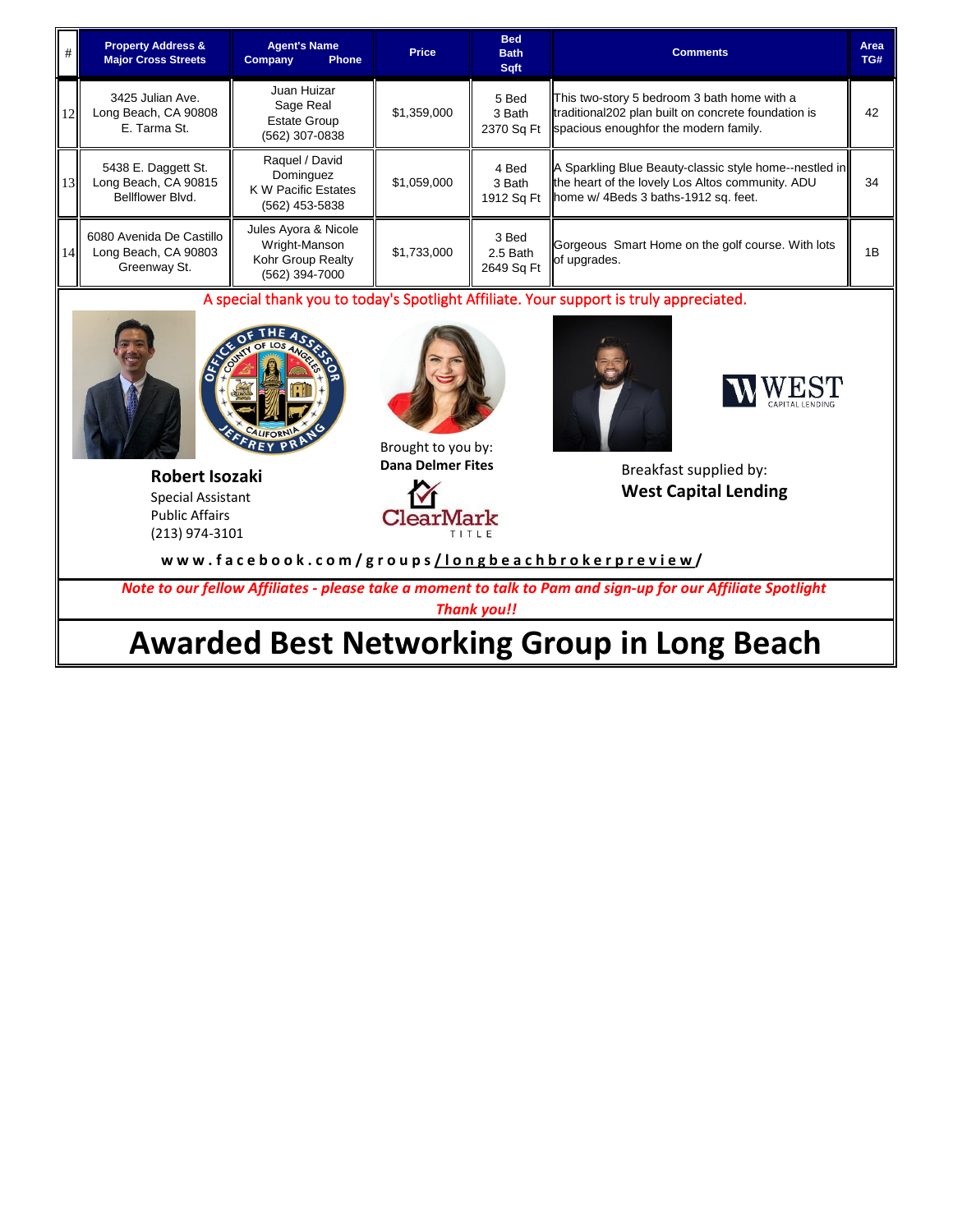| # | Property Address & Major Cross Streets | Agent's Name Company Phone | Price | Bed Bath Sqft | Comments | Area TG# |
|---|---|---|---|---|---|---|
| 12 | 3425 Julian Ave. Long Beach, CA 90808 E. Tarma St. | Juan Huizar Sage Real Estate Group (562) 307-0838 | $1,359,000 | 5 Bed 3 Bath 2370 Sq Ft | This two-story 5 bedroom 3 bath home with a traditional202 plan built on concrete foundation is spacious enoughfor the modern family. | 42 |
| 13 | 5438 E. Daggett St. Long Beach, CA 90815 Bellflower Blvd. | Raquel / David Dominguez K W Pacific Estates (562) 453-5838 | $1,059,000 | 4 Bed 3 Bath 1912 Sq Ft | A Sparkling Blue Beauty-classic style home--nestled in the heart of the lovely Los Altos community. ADU home w/ 4Beds 3 baths-1912 sq. feet. | 34 |
| 14 | 6080 Avenida De Castillo Long Beach, CA 90803 Greenway St. | Jules Ayora & Nicole Wright-Manson Kohr Group Realty (562) 394-7000 | $1,733,000 | 3 Bed 2.5 Bath 2649 Sq Ft | Gorgeous Smart Home on the golf course. With lots of upgrades. | 1B |

A special thank you to today's Spotlight Affiliate. Your support is truly appreciated.

**Robert Isozaki**
Special Assistant
Public Affairs
(213) 974-3101

Brought to you by:
**Dana Delmer Fites**
ClearMark TITLE

Breakfast supplied by:
**West Capital Lending**

www.facebook.com/groups/longbeachbrokerpreview/

***Note to our fellow Affiliates - please take a moment to talk to Pam and sign-up for our Affiliate Spotlight Thank you!!***

# Awarded Best Networking Group in Long Beach